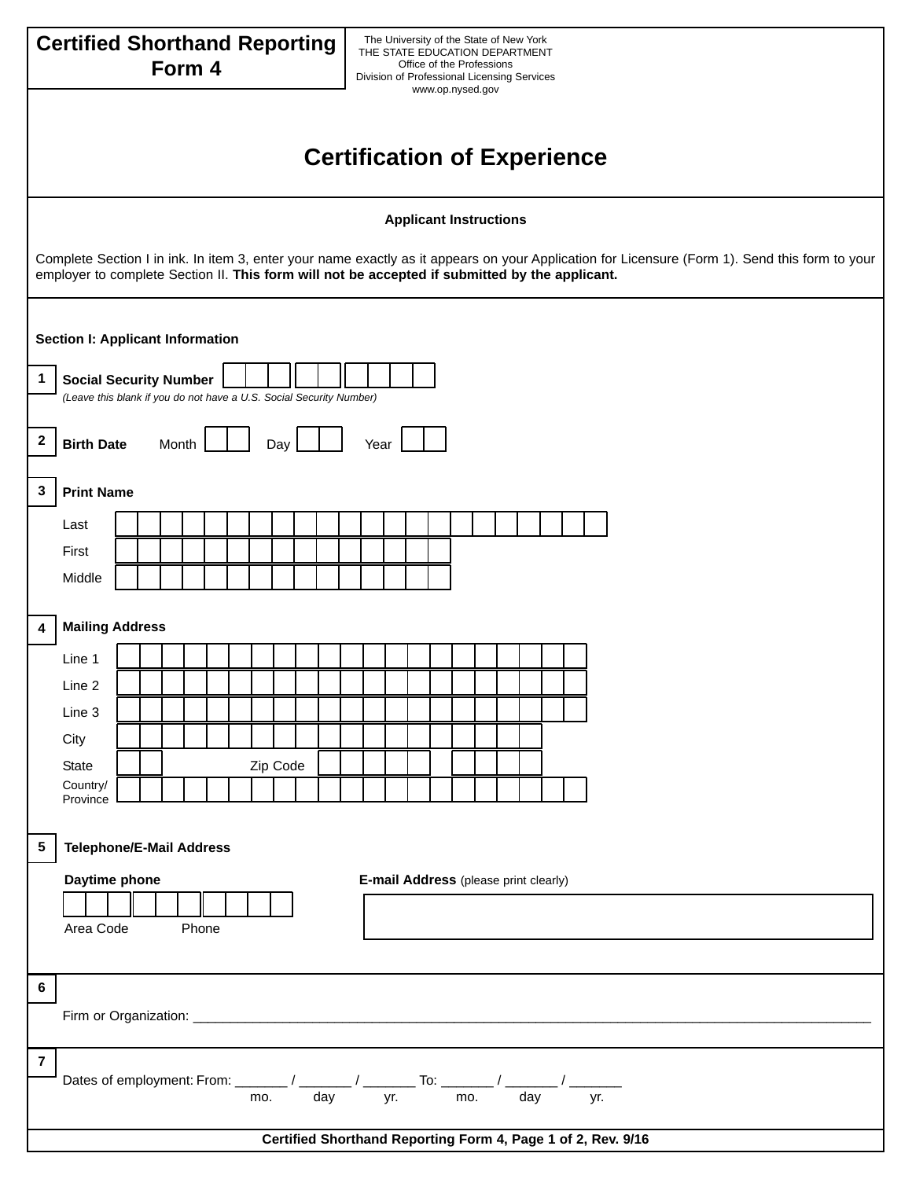# Certified Shorthand Reporting Form 4

The University of the State of New York
THE STATE EDUCATION DEPARTMENT
Office of the Professions
Division of Professional Licensing Services
www.op.nysed.gov

## Certification of Experience

### Applicant Instructions

Complete Section I in ink. In item 3, enter your name exactly as it appears on your Application for Licensure (Form 1). Send this form to your employer to complete Section II. **This form will not be accepted if submitted by the applicant.**

### Section I: Applicant Information

**1** **Social Security Number** ☐☐☐ ☐☐ ☐☐☐☐
*(Leave this blank if you do not have a U.S. Social Security Number)*

**2** **Birth Date** Month ☐☐ Day ☐☐ Year ☐☐

**3** **Print Name**

Last ______________________

First ______________________

Middle ______________________

**4** **Mailing Address**

Line 1 ______________________

Line 2 ______________________

Line 3 ______________________

City ______________________

State ☐☐ Zip Code ☐☐☐☐☐ ☐☐☐☐

Country/Province ______________________

**5** **Telephone/E-Mail Address**

**Daytime phone** ☐☐☐ ☐☐☐ ☐☐☐☐
Area Code Phone

**E-mail Address** (please print clearly) ______________________

**6**

Firm or Organization: ______________________________________________

**7**

Dates of employment: From: _______ / _______ / _______ To: _______ / _______ / _______
mo. day yr. mo. day yr.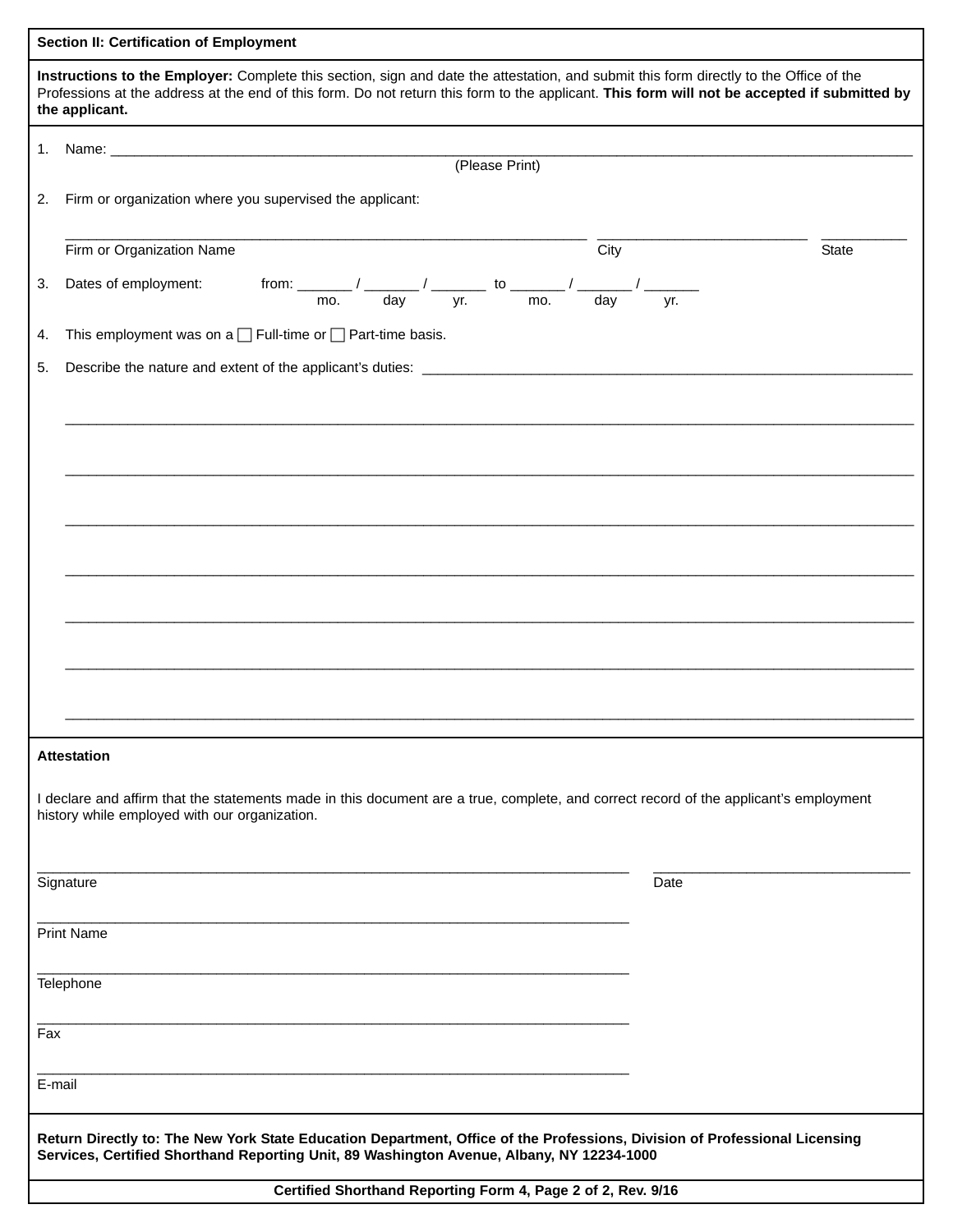**Section II: Certification of Employment**

**Instructions to the Employer:** Complete this section, sign and date the attestation, and submit this form directly to the Office of the Professions at the address at the end of this form. Do not return this form to the applicant. **This form will not be accepted if submitted by the applicant.**

1. Name: ________________________________________________________________________________
   (Please Print)

2. Firm or organization where you supervised the applicant:

   ____________________________________________ ______________________ __________
   Firm or Organization Name — City — State

3. Dates of employment: from: _______ / _______ / _______ to _______ / _______ / _______
   mo. day yr. — mo. day yr.

4. This employment was on a ☐ Full-time or ☐ Part-time basis.

5. Describe the nature and extent of the applicant's duties: ______________________________________

   ________________________________________________________________________________

   ________________________________________________________________________________

   ________________________________________________________________________________

   ________________________________________________________________________________

   ________________________________________________________________________________

   ________________________________________________________________________________

   ________________________________________________________________________________

**Attestation**

I declare and affirm that the statements made in this document are a true, complete, and correct record of the applicant's employment history while employed with our organization.

______________________________________________________ ________________________
Signature — Date

______________________________________________________
Print Name

______________________________________________________
Telephone

______________________________________________________
Fax

______________________________________________________
E-mail

**Return Directly to: The New York State Education Department, Office of the Professions, Division of Professional Licensing Services, Certified Shorthand Reporting Unit, 89 Washington Avenue, Albany, NY 12234-1000**

**Certified Shorthand Reporting Form 4, Page 2 of 2, Rev. 9/16**